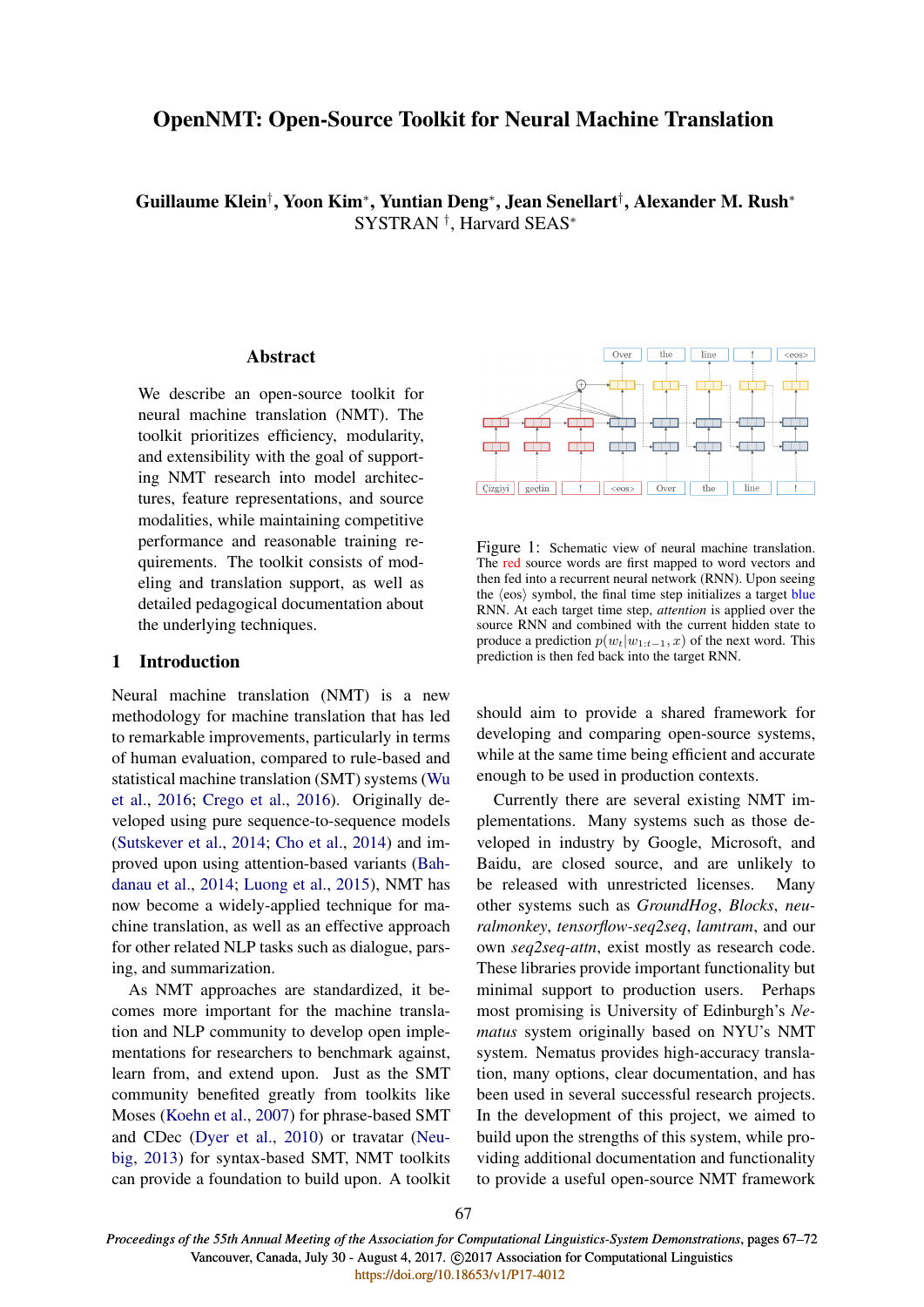# OpenNMT: Open-Source Toolkit for Neural Machine Translation

**Guillaume Klein†, Yoon Kim\*, Yuntian Deng\*, Jean Senellart†, Alexander M. Rush\***
SYSTRAN †, Harvard SEAS\*

## Abstract

We describe an open-source toolkit for neural machine translation (NMT). The toolkit prioritizes efficiency, modularity, and extensibility with the goal of supporting NMT research into model architectures, feature representations, and source modalities, while maintaining competitive performance and reasonable training requirements. The toolkit consists of modeling and translation support, as well as detailed pedagogical documentation about the underlying techniques.

## 1 Introduction

Neural machine translation (NMT) is a new methodology for machine translation that has led to remarkable improvements, particularly in terms of human evaluation, compared to rule-based and statistical machine translation (SMT) systems (Wu et al., 2016; Crego et al., 2016). Originally developed using pure sequence-to-sequence models (Sutskever et al., 2014; Cho et al., 2014) and improved upon using attention-based variants (Bahdanau et al., 2014; Luong et al., 2015), NMT has now become a widely-applied technique for machine translation, as well as an effective approach for other related NLP tasks such as dialogue, parsing, and summarization.

As NMT approaches are standardized, it becomes more important for the machine translation and NLP community to develop open implementations for researchers to benchmark against, learn from, and extend upon. Just as the SMT community benefited greatly from toolkits like Moses (Koehn et al., 2007) for phrase-based SMT and CDec (Dyer et al., 2010) or travatar (Neubig, 2013) for syntax-based SMT, NMT toolkits can provide a foundation to build upon. A toolkit should aim to provide a shared framework for developing and comparing open-source systems, while at the same time being efficient and accurate enough to be used in production contexts.

Figure 1: Schematic view of neural machine translation. The red source words are first mapped to word vectors and then fed into a recurrent neural network (RNN). Upon seeing the ⟨eos⟩ symbol, the final time step initializes a target blue RNN. At each target time step, *attention* is applied over the source RNN and combined with the current hidden state to produce a prediction $p(w_t|w_{1:t-1}, x)$ of the next word. This prediction is then fed back into the target RNN.

Currently there are several existing NMT implementations. Many systems such as those developed in industry by Google, Microsoft, and Baidu, are closed source, and are unlikely to be released with unrestricted licenses. Many other systems such as *GroundHog*, *Blocks*, *neuralmonkey*, *tensorflow-seq2seq*, *lamtram*, and our own *seq2seq-attn*, exist mostly as research code. These libraries provide important functionality but minimal support to production users. Perhaps most promising is University of Edinburgh's *Nematus* system originally based on NYU's NMT system. Nematus provides high-accuracy translation, many options, clear documentation, and has been used in several successful research projects. In the development of this project, we aimed to build upon the strengths of this system, while providing additional documentation and functionality to provide a useful open-source NMT framework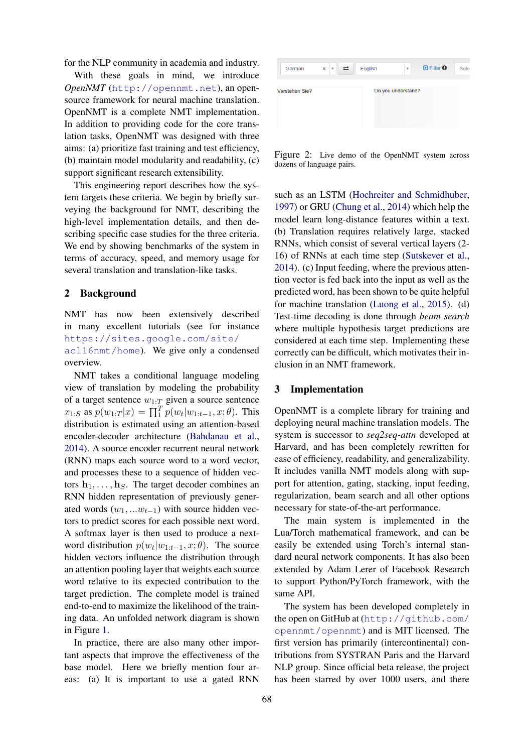for the NLP community in academia and industry.

With these goals in mind, we introduce *OpenNMT* (http://opennmt.net), an open-source framework for neural machine translation. OpenNMT is a complete NMT implementation. In addition to providing code for the core translation tasks, OpenNMT was designed with three aims: (a) prioritize fast training and test efficiency, (b) maintain model modularity and readability, (c) support significant research extensibility.

This engineering report describes how the system targets these criteria. We begin by briefly surveying the background for NMT, describing the high-level implementation details, and then describing specific case studies for the three criteria. We end by showing benchmarks of the system in terms of accuracy, speed, and memory usage for several translation and translation-like tasks.

## 2 Background

NMT has now been extensively described in many excellent tutorials (see for instance https://sites.google.com/site/acl16nmt/home). We give only a condensed overview.

NMT takes a conditional language modeling view of translation by modeling the probability of a target sentence $w_{1:T}$ given a source sentence $x_{1:S}$ as $p(w_{1:T}|x) = \prod_1^T p(w_t|w_{1:t-1}, x; \theta)$. This distribution is estimated using an attention-based encoder-decoder architecture (Bahdanau et al., 2014). A source encoder recurrent neural network (RNN) maps each source word to a word vector, and processes these to a sequence of hidden vectors $\mathbf{h}_1, \ldots, \mathbf{h}_S$. The target decoder combines an RNN hidden representation of previously generated words $(w_1, ...w_{t-1})$ with source hidden vectors to predict scores for each possible next word. A softmax layer is then used to produce a next-word distribution $p(w_t|w_{1:t-1}, x; \theta)$. The source hidden vectors influence the distribution through an attention pooling layer that weights each source word relative to its expected contribution to the target prediction. The complete model is trained end-to-end to maximize the likelihood of the training data. An unfolded network diagram is shown in Figure 1.

In practice, there are also many other important aspects that improve the effectiveness of the base model. Here we briefly mention four areas: (a) It is important to use a gated RNN such as an LSTM (Hochreiter and Schmidhuber, 1997) or GRU (Chung et al., 2014) which help the model learn long-distance features within a text. (b) Translation requires relatively large, stacked RNNs, which consist of several vertical layers (2-16) of RNNs at each time step (Sutskever et al., 2014). (c) Input feeding, where the previous attention vector is fed back into the input as well as the predicted word, has been shown to be quite helpful for machine translation (Luong et al., 2015). (d) Test-time decoding is done through *beam search* where multiple hypothesis target predictions are considered at each time step. Implementing these correctly can be difficult, which motivates their inclusion in an NMT framework.

German | English | Filter | Sele

Verstehen Sie? | Do you understand?

Figure 2: Live demo of the OpenNMT system across dozens of language pairs.

## 3 Implementation

OpenNMT is a complete library for training and deploying neural machine translation models. The system is successor to *seq2seq-attn* developed at Harvard, and has been completely rewritten for ease of efficiency, readability, and generalizability. It includes vanilla NMT models along with support for attention, gating, stacking, input feeding, regularization, beam search and all other options necessary for state-of-the-art performance.

The main system is implemented in the Lua/Torch mathematical framework, and can be easily be extended using Torch's internal standard neural network components. It has also been extended by Adam Lerer of Facebook Research to support Python/PyTorch framework, with the same API.

The system has been developed completely in the open on GitHub at (http://github.com/opennmt/opennmt) and is MIT licensed. The first version has primarily (intercontinental) contributions from SYSTRAN Paris and the Harvard NLP group. Since official beta release, the project has been starred by over 1000 users, and there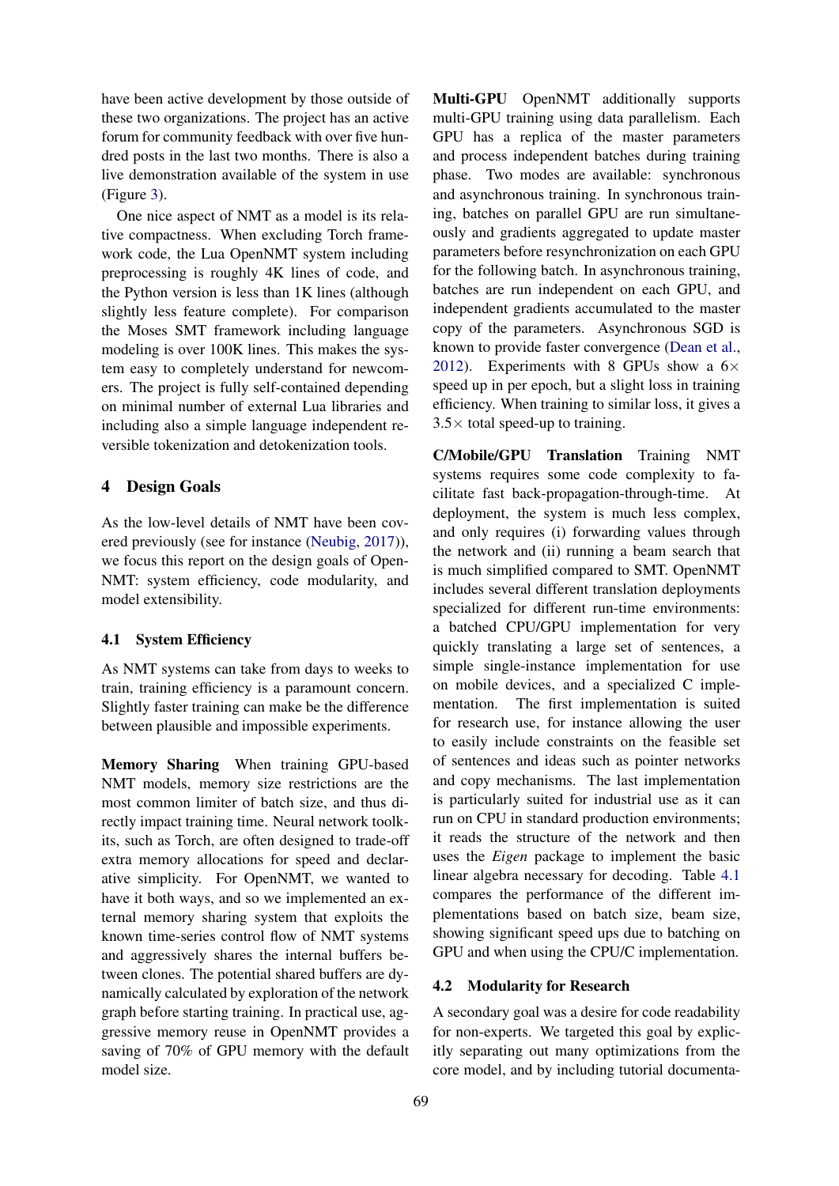have been active development by those outside of these two organizations. The project has an active forum for community feedback with over five hundred posts in the last two months. There is also a live demonstration available of the system in use (Figure 3).

One nice aspect of NMT as a model is its relative compactness. When excluding Torch framework code, the Lua OpenNMT system including preprocessing is roughly 4K lines of code, and the Python version is less than 1K lines (although slightly less feature complete). For comparison the Moses SMT framework including language modeling is over 100K lines. This makes the system easy to completely understand for newcomers. The project is fully self-contained depending on minimal number of external Lua libraries and including also a simple language independent reversible tokenization and detokenization tools.

## 4 Design Goals

As the low-level details of NMT have been covered previously (see for instance (Neubig, 2017)), we focus this report on the design goals of OpenNMT: system efficiency, code modularity, and model extensibility.

### 4.1 System Efficiency

As NMT systems can take from days to weeks to train, training efficiency is a paramount concern. Slightly faster training can make be the difference between plausible and impossible experiments.

**Memory Sharing** When training GPU-based NMT models, memory size restrictions are the most common limiter of batch size, and thus directly impact training time. Neural network toolkits, such as Torch, are often designed to trade-off extra memory allocations for speed and declarative simplicity. For OpenNMT, we wanted to have it both ways, and so we implemented an external memory sharing system that exploits the known time-series control flow of NMT systems and aggressively shares the internal buffers between clones. The potential shared buffers are dynamically calculated by exploration of the network graph before starting training. In practical use, aggressive memory reuse in OpenNMT provides a saving of 70% of GPU memory with the default model size.

**Multi-GPU** OpenNMT additionally supports multi-GPU training using data parallelism. Each GPU has a replica of the master parameters and process independent batches during training phase. Two modes are available: synchronous and asynchronous training. In synchronous training, batches on parallel GPU are run simultaneously and gradients aggregated to update master parameters before resynchronization on each GPU for the following batch. In asynchronous training, batches are run independent on each GPU, and independent gradients accumulated to the master copy of the parameters. Asynchronous SGD is known to provide faster convergence (Dean et al., 2012). Experiments with 8 GPUs show a 6$\times$ speed up in per epoch, but a slight loss in training efficiency. When training to similar loss, it gives a 3.5$\times$ total speed-up to training.

**C/Mobile/GPU Translation** Training NMT systems requires some code complexity to facilitate fast back-propagation-through-time. At deployment, the system is much less complex, and only requires (i) forwarding values through the network and (ii) running a beam search that is much simplified compared to SMT. OpenNMT includes several different translation deployments specialized for different run-time environments: a batched CPU/GPU implementation for very quickly translating a large set of sentences, a simple single-instance implementation for use on mobile devices, and a specialized C implementation. The first implementation is suited for research use, for instance allowing the user to easily include constraints on the feasible set of sentences and ideas such as pointer networks and copy mechanisms. The last implementation is particularly suited for industrial use as it can run on CPU in standard production environments; it reads the structure of the network and then uses the *Eigen* package to implement the basic linear algebra necessary for decoding. Table 4.1 compares the performance of the different implementations based on batch size, beam size, showing significant speed ups due to batching on GPU and when using the CPU/C implementation.

### 4.2 Modularity for Research

A secondary goal was a desire for code readability for non-experts. We targeted this goal by explicitly separating out many optimizations from the core model, and by including tutorial documenta-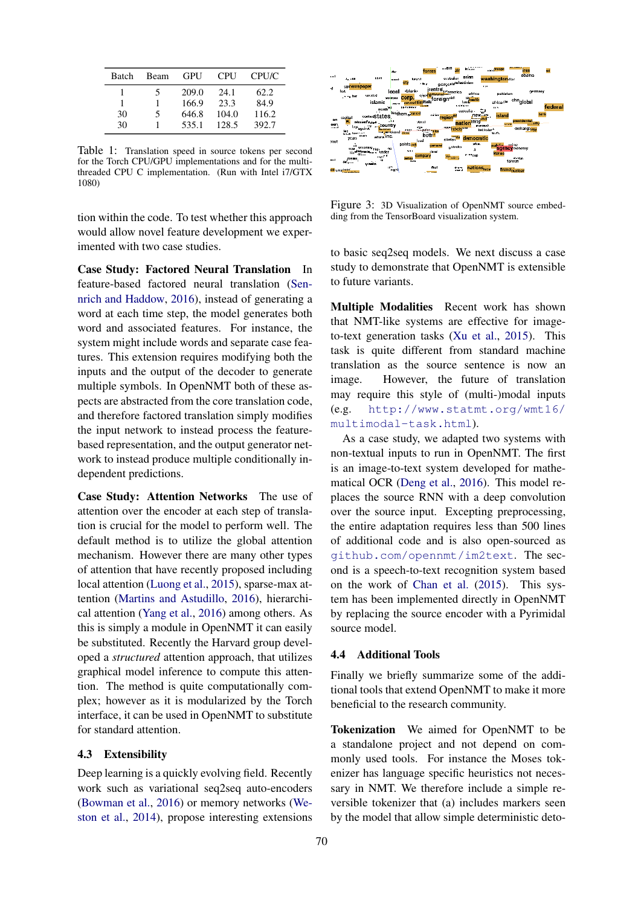| Batch | Beam | GPU | CPU | CPU/C |
|---|---|---|---|---|
| 1 | 5 | 209.0 | 24.1 | 62.2 |
| 1 | 1 | 166.9 | 23.3 | 84.9 |
| 30 | 5 | 646.8 | 104.0 | 116.2 |
| 30 | 1 | 535.1 | 128.5 | 392.7 |

Table 1: Translation speed in source tokens per second for the Torch CPU/GPU implementations and for the multi-threaded CPU C implementation. (Run with Intel i7/GTX 1080)

tion within the code. To test whether this approach would allow novel feature development we experimented with two case studies.

**Case Study: Factored Neural Translation** In feature-based factored neural translation (Sennrich and Haddow, 2016), instead of generating a word at each time step, the model generates both word and associated features. For instance, the system might include words and separate case features. This extension requires modifying both the inputs and the output of the decoder to generate multiple symbols. In OpenNMT both of these aspects are abstracted from the core translation code, and therefore factored translation simply modifies the input network to instead process the feature-based representation, and the output generator network to instead produce multiple conditionally independent predictions.

**Case Study: Attention Networks** The use of attention over the encoder at each step of translation is crucial for the model to perform well. The default method is to utilize the global attention mechanism. However there are many other types of attention that have recently proposed including local attention (Luong et al., 2015), sparse-max attention (Martins and Astudillo, 2016), hierarchical attention (Yang et al., 2016) among others. As this is simply a module in OpenNMT it can easily be substituted. Recently the Harvard group developed a *structured* attention approach, that utilizes graphical model inference to compute this attention. The method is quite computationally complex; however as it is modularized by the Torch interface, it can be used in OpenNMT to substitute for standard attention.

### 4.3 Extensibility

Deep learning is a quickly evolving field. Recently work such as variational seq2seq auto-encoders (Bowman et al., 2016) or memory networks (Weston et al., 2014), propose interesting extensions to basic seq2seq models. We next discuss a case study to demonstrate that OpenNMT is extensible to future variants.

Figure 3: 3D Visualization of OpenNMT source embedding from the TensorBoard visualization system.

**Multiple Modalities** Recent work has shown that NMT-like systems are effective for image-to-text generation tasks (Xu et al., 2015). This task is quite different from standard machine translation as the source sentence is now an image. However, the future of translation may require this style of (multi-)modal inputs (e.g. http://www.statmt.org/wmt16/multimodal-task.html).

As a case study, we adapted two systems with non-textual inputs to run in OpenNMT. The first is an image-to-text system developed for mathematical OCR (Deng et al., 2016). This model replaces the source RNN with a deep convolution over the source input. Excepting preprocessing, the entire adaptation requires less than 500 lines of additional code and is also open-sourced as github.com/opennmt/im2text. The second is a speech-to-text recognition system based on the work of Chan et al. (2015). This system has been implemented directly in OpenNMT by replacing the source encoder with a Pyrimidal source model.

### 4.4 Additional Tools

Finally we briefly summarize some of the additional tools that extend OpenNMT to make it more beneficial to the research community.

**Tokenization** We aimed for OpenNMT to be a standalone project and not depend on commonly used tools. For instance the Moses tokenizer has language specific heuristics not necessary in NMT. We therefore include a simple reversible tokenizer that (a) includes markers seen by the model that allow simple deterministic deto-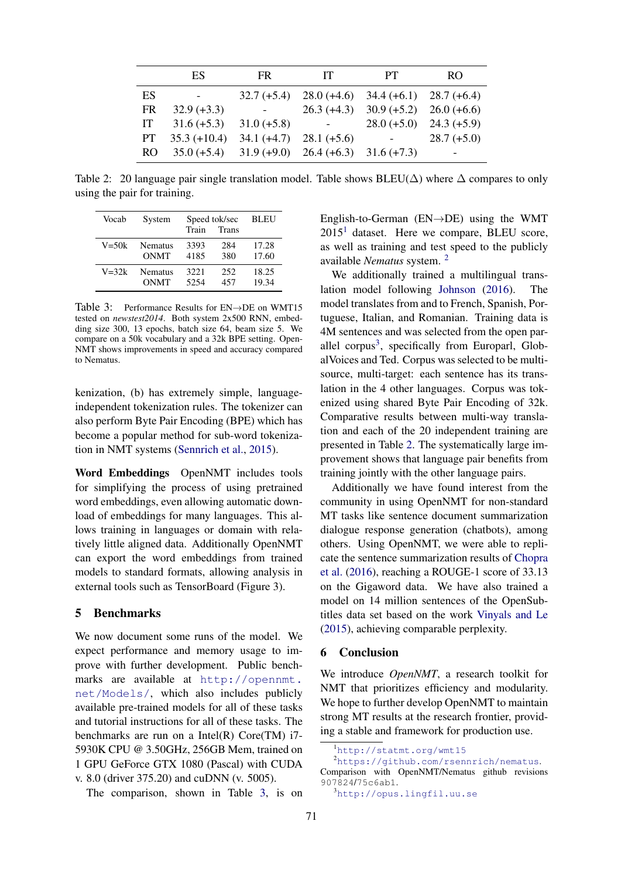| | ES | FR | IT | PT | RO |
|---|---|---|---|---|---|
| ES | - | 32.7 (+5.4) | 28.0 (+4.6) | 34.4 (+6.1) | 28.7 (+6.4) |
| FR | 32.9 (+3.3) | - | 26.3 (+4.3) | 30.9 (+5.2) | 26.0 (+6.6) |
| IT | 31.6 (+5.3) | 31.0 (+5.8) | - | 28.0 (+5.0) | 24.3 (+5.9) |
| PT | 35.3 (+10.4) | 34.1 (+4.7) | 28.1 (+5.6) | - | 28.7 (+5.0) |
| RO | 35.0 (+5.4) | 31.9 (+9.0) | 26.4 (+6.3) | 31.6 (+7.3) | - |

Table 2: 20 language pair single translation model. Table shows BLEU(Δ) where Δ compares to only using the pair for training.

| Vocab | System | Speed tok/sec | | BLEU |
|---|---|---|---|---|
| | | Train | Trans | |
| V=50k | Nematus | 3393 | 284 | 17.28 |
| | ONMT | 4185 | 380 | 17.60 |
| V=32k | Nematus | 3221 | 252 | 18.25 |
| | ONMT | 5254 | 457 | 19.34 |

Table 3: Performance Results for EN→DE on WMT15 tested on *newstest2014*. Both system 2x500 RNN, embedding size 300, 13 epochs, batch size 64, beam size 5. We compare on a 50k vocabulary and a 32k BPE setting. OpenNMT shows improvements in speed and accuracy compared to Nematus.

kenization, (b) has extremely simple, language-independent tokenization rules. The tokenizer can also perform Byte Pair Encoding (BPE) which has become a popular method for sub-word tokenization in NMT systems (Sennrich et al., 2015).

**Word Embeddings** OpenNMT includes tools for simplifying the process of using pretrained word embeddings, even allowing automatic download of embeddings for many languages. This allows training in languages or domain with relatively little aligned data. Additionally OpenNMT can export the word embeddings from trained models to standard formats, allowing analysis in external tools such as TensorBoard (Figure 3).

## 5 Benchmarks

We now document some runs of the model. We expect performance and memory usage to improve with further development. Public benchmarks are available at http://opennmt.net/Models/, which also includes publicly available pre-trained models for all of these tasks and tutorial instructions for all of these tasks. The benchmarks are run on a Intel(R) Core(TM) i7-5930K CPU @ 3.50GHz, 256GB Mem, trained on 1 GPU GeForce GTX 1080 (Pascal) with CUDA v. 8.0 (driver 375.20) and cuDNN (v. 5005).

The comparison, shown in Table 3, is on English-to-German (EN→DE) using the WMT 2015[1] dataset. Here we compare, BLEU score, as well as training and test speed to the publicly available *Nematus* system. [2]

We additionally trained a multilingual translation model following Johnson (2016). The model translates from and to French, Spanish, Portuguese, Italian, and Romanian. Training data is 4M sentences and was selected from the open parallel corpus[3], specifically from Europarl, GlobalVoices and Ted. Corpus was selected to be multi-source, multi-target: each sentence has its translation in the 4 other languages. Corpus was tokenized using shared Byte Pair Encoding of 32k. Comparative results between multi-way translation and each of the 20 independent training are presented in Table 2. The systematically large improvement shows that language pair benefits from training jointly with the other language pairs.

Additionally we have found interest from the community in using OpenNMT for non-standard MT tasks like sentence document summarization dialogue response generation (chatbots), among others. Using OpenNMT, we were able to replicate the sentence summarization results of Chopra et al. (2016), reaching a ROUGE-1 score of 33.13 on the Gigaword data. We have also trained a model on 14 million sentences of the OpenSubtitles data set based on the work Vinyals and Le (2015), achieving comparable perplexity.

## 6 Conclusion

We introduce *OpenNMT*, a research toolkit for NMT that prioritizes efficiency and modularity. We hope to further develop OpenNMT to maintain strong MT results at the research frontier, providing a stable and framework for production use.

[1] http://statmt.org/wmt15

[2] https://github.com/rsennrich/nematus. Comparison with OpenNMT/Nematus github revisions 907824/75c6ab1.

[3] http://opus.lingfil.uu.se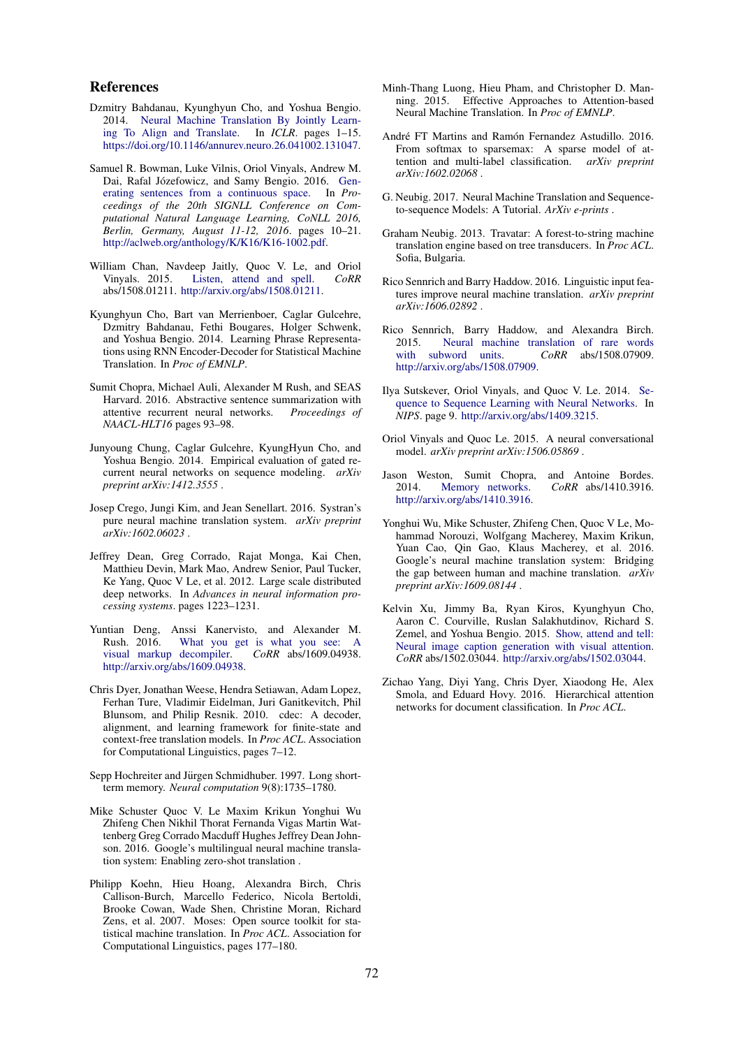## References

Dzmitry Bahdanau, Kyunghyun Cho, and Yoshua Bengio. 2014. Neural Machine Translation By Jointly Learning To Align and Translate. In *ICLR*. pages 1–15. https://doi.org/10.1146/annurev.neuro.26.041002.131047.

Samuel R. Bowman, Luke Vilnis, Oriol Vinyals, Andrew M. Dai, Rafal Józefowicz, and Samy Bengio. 2016. Generating sentences from a continuous space. In *Proceedings of the 20th SIGNLL Conference on Computational Natural Language Learning, CoNLL 2016, Berlin, Germany, August 11-12, 2016*. pages 10–21. http://aclweb.org/anthology/K/K16/K16-1002.pdf.

William Chan, Navdeep Jaitly, Quoc V. Le, and Oriol Vinyals. 2015. Listen, attend and spell. *CoRR* abs/1508.01211. http://arxiv.org/abs/1508.01211.

Kyunghyun Cho, Bart van Merrienboer, Caglar Gulcehre, Dzmitry Bahdanau, Fethi Bougares, Holger Schwenk, and Yoshua Bengio. 2014. Learning Phrase Representations using RNN Encoder-Decoder for Statistical Machine Translation. In *Proc of EMNLP*.

Sumit Chopra, Michael Auli, Alexander M Rush, and SEAS Harvard. 2016. Abstractive sentence summarization with attentive recurrent neural networks. *Proceedings of NAACL-HLT16* pages 93–98.

Junyoung Chung, Caglar Gulcehre, KyungHyun Cho, and Yoshua Bengio. 2014. Empirical evaluation of gated recurrent neural networks on sequence modeling. *arXiv preprint arXiv:1412.3555* .

Josep Crego, Jungi Kim, and Jean Senellart. 2016. Systran's pure neural machine translation system. *arXiv preprint arXiv:1602.06023* .

Jeffrey Dean, Greg Corrado, Rajat Monga, Kai Chen, Matthieu Devin, Mark Mao, Andrew Senior, Paul Tucker, Ke Yang, Quoc V Le, et al. 2012. Large scale distributed deep networks. In *Advances in neural information processing systems*. pages 1223–1231.

Yuntian Deng, Anssi Kanervisto, and Alexander M. Rush. 2016. What you get is what you see: A visual markup decompiler. *CoRR* abs/1609.04938. http://arxiv.org/abs/1609.04938.

Chris Dyer, Jonathan Weese, Hendra Setiawan, Adam Lopez, Ferhan Ture, Vladimir Eidelman, Juri Ganitkevitch, Phil Blunsom, and Philip Resnik. 2010. cdec: A decoder, alignment, and learning framework for finite-state and context-free translation models. In *Proc ACL*. Association for Computational Linguistics, pages 7–12.

Sepp Hochreiter and Jürgen Schmidhuber. 1997. Long short-term memory. *Neural computation* 9(8):1735–1780.

Mike Schuster Quoc V. Le Maxim Krikun Yonghui Wu Zhifeng Chen Nikhil Thorat Fernanda Vigas Martin Wattenberg Greg Corrado Macduff Hughes Jeffrey Dean Johnson. 2016. Google's multilingual neural machine translation system: Enabling zero-shot translation .

Philipp Koehn, Hieu Hoang, Alexandra Birch, Chris Callison-Burch, Marcello Federico, Nicola Bertoldi, Brooke Cowan, Wade Shen, Christine Moran, Richard Zens, et al. 2007. Moses: Open source toolkit for statistical machine translation. In *Proc ACL*. Association for Computational Linguistics, pages 177–180.

Minh-Thang Luong, Hieu Pham, and Christopher D. Manning. 2015. Effective Approaches to Attention-based Neural Machine Translation. In *Proc of EMNLP*.

André FT Martins and Ramón Fernandez Astudillo. 2016. From softmax to sparsemax: A sparse model of attention and multi-label classification. *arXiv preprint arXiv:1602.02068* .

G. Neubig. 2017. Neural Machine Translation and Sequence-to-sequence Models: A Tutorial. *ArXiv e-prints* .

Graham Neubig. 2013. Travatar: A forest-to-string machine translation engine based on tree transducers. In *Proc ACL*. Sofia, Bulgaria.

Rico Sennrich and Barry Haddow. 2016. Linguistic input features improve neural machine translation. *arXiv preprint arXiv:1606.02892* .

Rico Sennrich, Barry Haddow, and Alexandra Birch. 2015. Neural machine translation of rare words with subword units. *CoRR* abs/1508.07909. http://arxiv.org/abs/1508.07909.

Ilya Sutskever, Oriol Vinyals, and Quoc V. Le. 2014. Sequence to Sequence Learning with Neural Networks. In *NIPS*. page 9. http://arxiv.org/abs/1409.3215.

Oriol Vinyals and Quoc Le. 2015. A neural conversational model. *arXiv preprint arXiv:1506.05869* .

Jason Weston, Sumit Chopra, and Antoine Bordes. 2014. Memory networks. *CoRR* abs/1410.3916. http://arxiv.org/abs/1410.3916.

Yonghui Wu, Mike Schuster, Zhifeng Chen, Quoc V Le, Mohammad Norouzi, Wolfgang Macherey, Maxim Krikun, Yuan Cao, Qin Gao, Klaus Macherey, et al. 2016. Google's neural machine translation system: Bridging the gap between human and machine translation. *arXiv preprint arXiv:1609.08144* .

Kelvin Xu, Jimmy Ba, Ryan Kiros, Kyunghyun Cho, Aaron C. Courville, Ruslan Salakhutdinov, Richard S. Zemel, and Yoshua Bengio. 2015. Show, attend and tell: Neural image caption generation with visual attention. *CoRR* abs/1502.03044. http://arxiv.org/abs/1502.03044.

Zichao Yang, Diyi Yang, Chris Dyer, Xiaodong He, Alex Smola, and Eduard Hovy. 2016. Hierarchical attention networks for document classification. In *Proc ACL*.